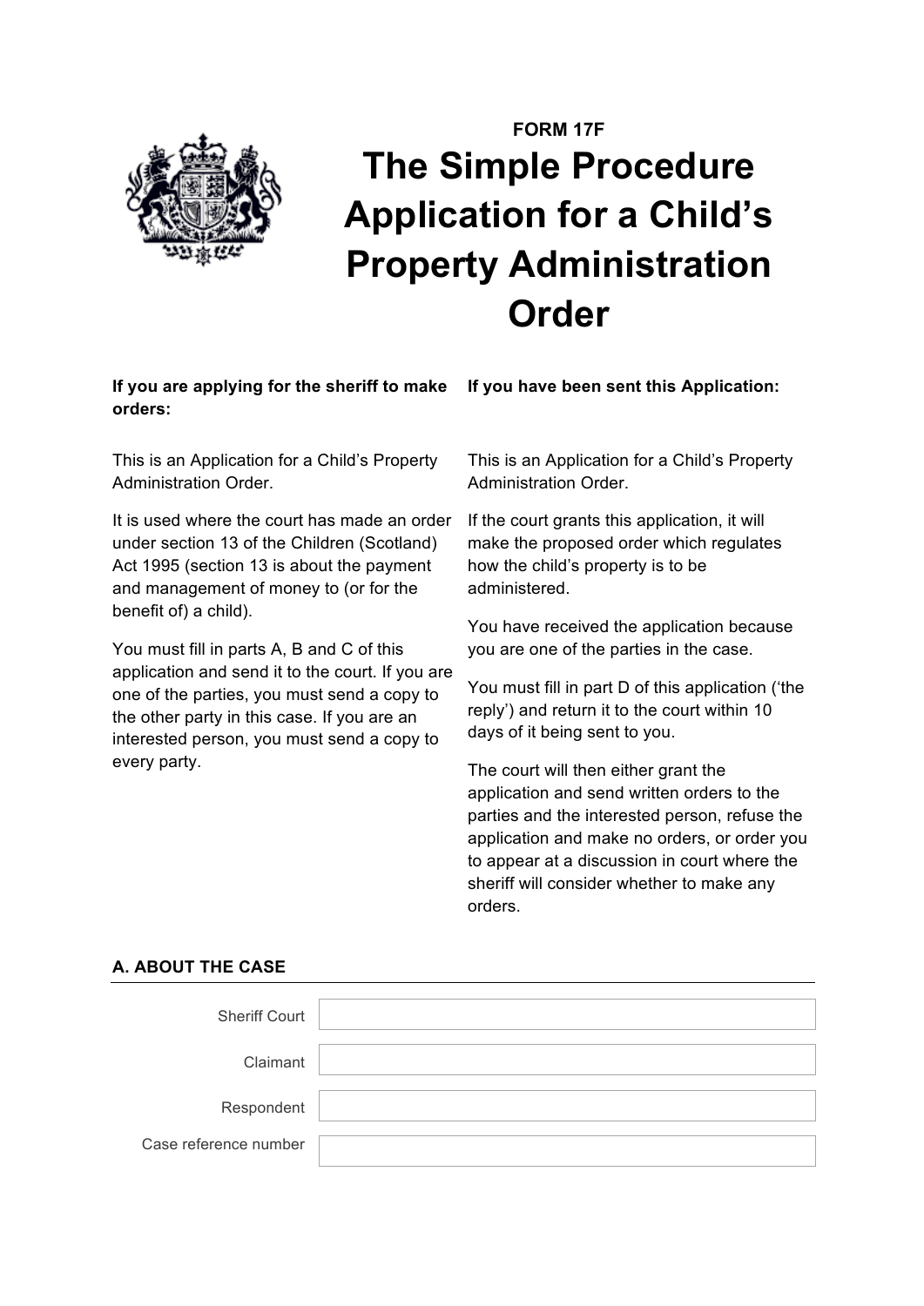FORM 17F

# The Simple Procedure Application for a Child's Property Administration Order

**If you are applying for the sheriff to make orders:**

This is an Application for a Child's Property Administration Order.

It is used where the court has made an order under section 13 of the Children (Scotland) Act 1995 (section 13 is about the payment and management of money to (or for the benefit of) a child).

You must fill in parts A, B and C of this application and send it to the court. If you are one of the parties, you must send a copy to the other party in this case. If you are an interested person, you must send a copy to every party.

**If you have been sent this Application:**

This is an Application for a Child's Property Administration Order.

If the court grants this application, it will make the proposed order which regulates how the child's property is to be administered.

You have received the application because you are one of the parties in the case.

You must fill in part D of this application ('the reply') and return it to the court within 10 days of it being sent to you.

The court will then either grant the application and send written orders to the parties and the interested person, refuse the application and make no orders, or order you to appear at a discussion in court where the sheriff will consider whether to make any orders.

## A. ABOUT THE CASE

| | |
|---|---|
| Sheriff Court | |
| Claimant | |
| Respondent | |
| Case reference number | |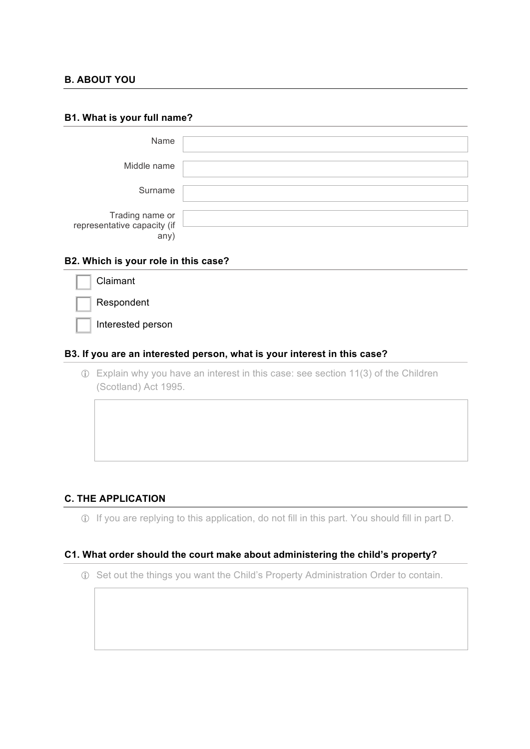## B. ABOUT YOU

### B1. What is your full name?

Name

Middle name

Surname

Trading name or representative capacity (if any)

### B2. Which is your role in this case?

- ☐ Claimant
- ☐ Respondent
- ☐ Interested person

### B3. If you are an interested person, what is your interest in this case?

ⓘ Explain why you have an interest in this case: see section 11(3) of the Children (Scotland) Act 1995.

## C. THE APPLICATION

ⓘ If you are replying to this application, do not fill in this part. You should fill in part D.

### C1. What order should the court make about administering the child's property?

ⓘ Set out the things you want the Child's Property Administration Order to contain.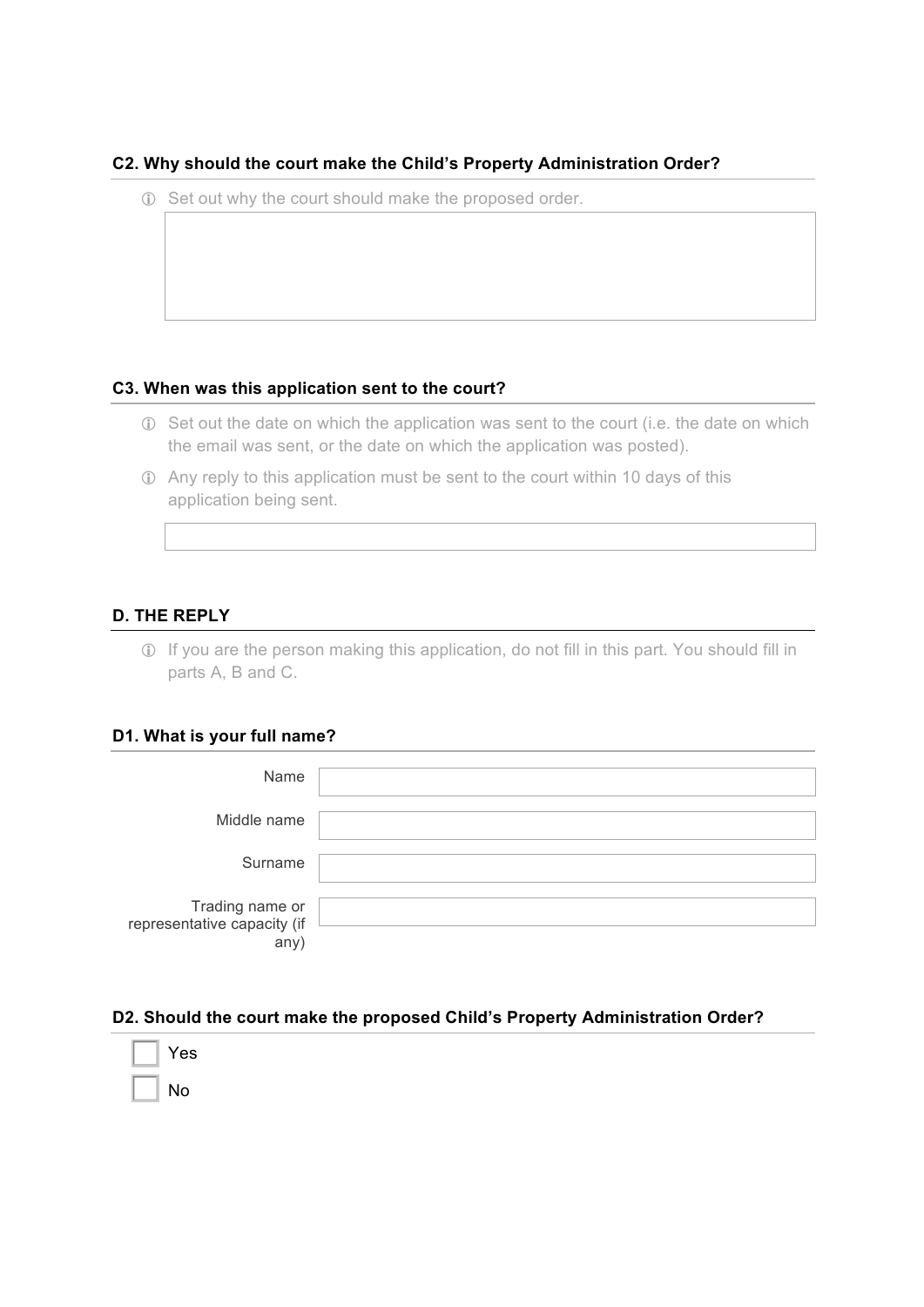### C2. Why should the court make the Child's Property Administration Order?

ⓘ Set out why the court should make the proposed order.

### C3. When was this application sent to the court?

ⓘ Set out the date on which the application was sent to the court (i.e. the date on which the email was sent, or the date on which the application was posted).

ⓘ Any reply to this application must be sent to the court within 10 days of this application being sent.

## D. THE REPLY

ⓘ If you are the person making this application, do not fill in this part. You should fill in parts A, B and C.

### D1. What is your full name?

Name

Middle name

Surname

Trading name or representative capacity (if any)

### D2. Should the court make the proposed Child's Property Administration Order?

☐ Yes

☐ No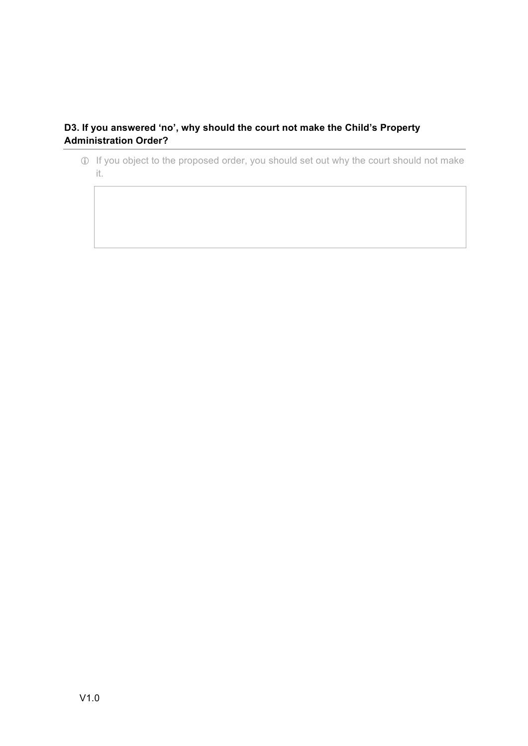**D3. If you answered 'no', why should the court not make the Child's Property Administration Order?**

ⓘ If you object to the proposed order, you should set out why the court should not make it.

V1.0